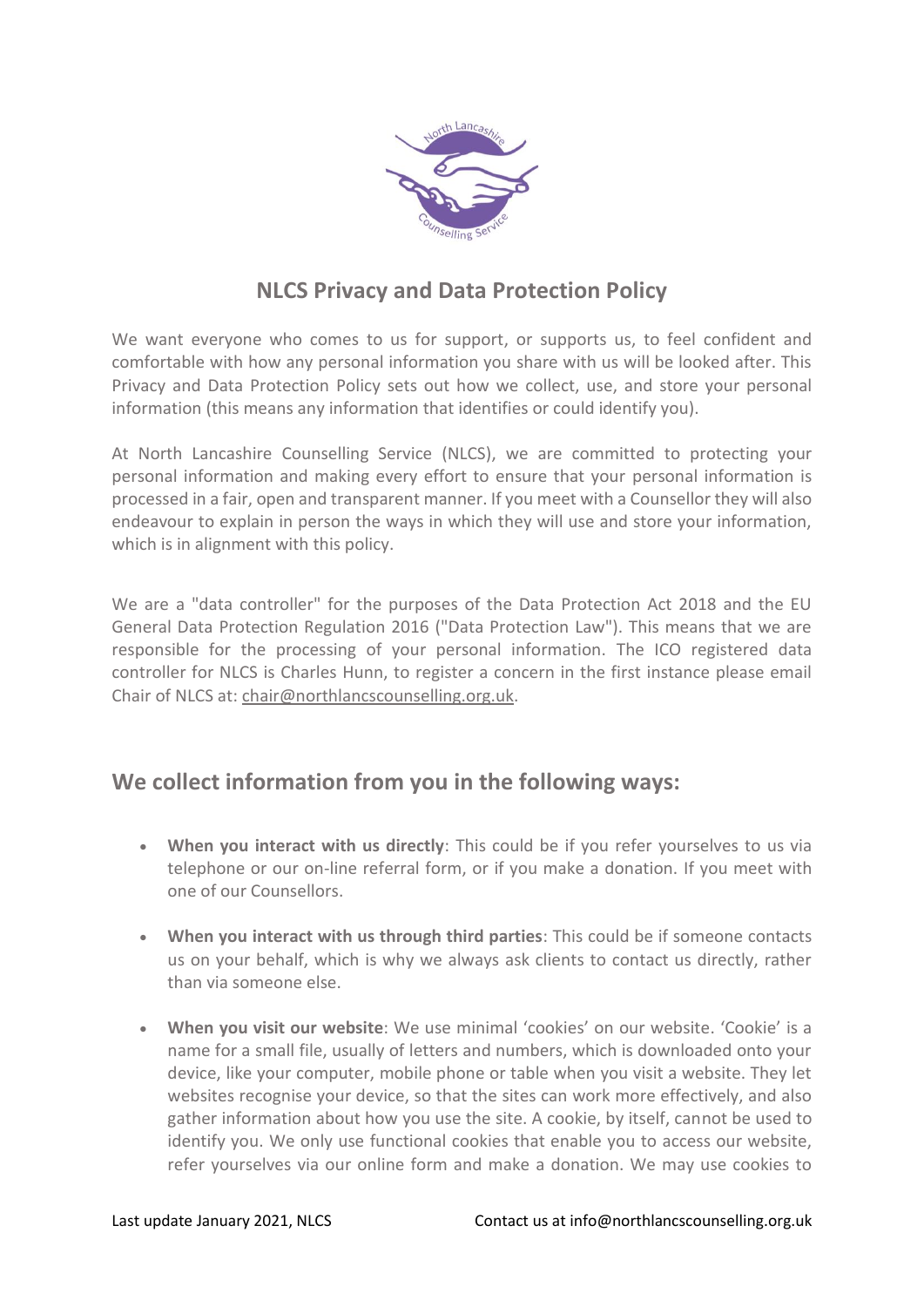# NLCS Privacy and Data Protection Policy

We want everyone who comes to us for support, or supports us, to feel confident and comfortable with how any personal information you share with us will be looked after. This Privacy and Data Protection Policy sets out how we collect, use, and store your personal information (this means any information that identifies or could identify you).

At North Lancashire Counselling Service (NLCS), we are committed to protecting your personal information and making every effort to ensure that your personal information is processed in a fair, open and transparent manner. If you meet with a Counsellor they will also endeavour to explain in person the ways in which they will use and store your information, which is in alignment with this policy.

We are a "data controller" for the purposes of the Data Protection Act 2018 and the EU General Data Protection Regulation 2016 ("Data Protection Law"). This means that we are responsible for the processing of your personal information. The ICO registered data controller for NLCS is Charles Hunn, to register a concern in the first instance please email Chair of NLCS at: chair@northlancscounselling.org.uk.

## We collect information from you in the following ways:

- **When you interact with us directly**: This could be if you refer yourselves to us via telephone or our on-line referral form, or if you make a donation. If you meet with one of our Counsellors.
- **When you interact with us through third parties**: This could be if someone contacts us on your behalf, which is why we always ask clients to contact us directly, rather than via someone else.
- **When you visit our website**: We use minimal 'cookies' on our website. 'Cookie' is a name for a small file, usually of letters and numbers, which is downloaded onto your device, like your computer, mobile phone or table when you visit a website. They let websites recognise your device, so that the sites can work more effectively, and also gather information about how you use the site. A cookie, by itself, cannot be used to identify you. We only use functional cookies that enable you to access our website, refer yourselves via our online form and make a donation. We may use cookies to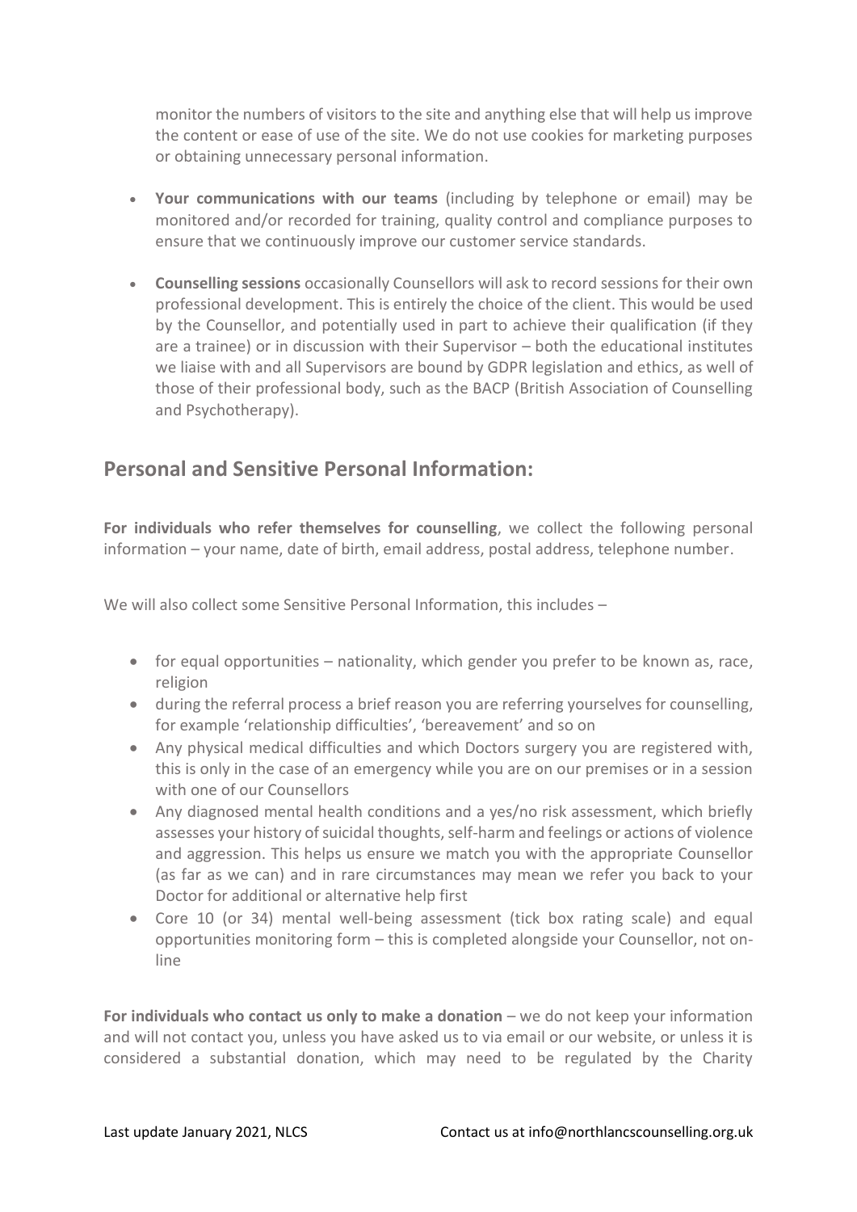monitor the numbers of visitors to the site and anything else that will help us improve the content or ease of use of the site. We do not use cookies for marketing purposes or obtaining unnecessary personal information.

- **Your communications with our teams** (including by telephone or email) may be monitored and/or recorded for training, quality control and compliance purposes to ensure that we continuously improve our customer service standards.
- **Counselling sessions** occasionally Counsellors will ask to record sessions for their own professional development. This is entirely the choice of the client. This would be used by the Counsellor, and potentially used in part to achieve their qualification (if they are a trainee) or in discussion with their Supervisor – both the educational institutes we liaise with and all Supervisors are bound by GDPR legislation and ethics, as well of those of their professional body, such as the BACP (British Association of Counselling and Psychotherapy).

## Personal and Sensitive Personal Information:

**For individuals who refer themselves for counselling**, we collect the following personal information – your name, date of birth, email address, postal address, telephone number.

We will also collect some Sensitive Personal Information, this includes –

- for equal opportunities – nationality, which gender you prefer to be known as, race, religion
- during the referral process a brief reason you are referring yourselves for counselling, for example 'relationship difficulties', 'bereavement' and so on
- Any physical medical difficulties and which Doctors surgery you are registered with, this is only in the case of an emergency while you are on our premises or in a session with one of our Counsellors
- Any diagnosed mental health conditions and a yes/no risk assessment, which briefly assesses your history of suicidal thoughts, self-harm and feelings or actions of violence and aggression. This helps us ensure we match you with the appropriate Counsellor (as far as we can) and in rare circumstances may mean we refer you back to your Doctor for additional or alternative help first
- Core 10 (or 34) mental well-being assessment (tick box rating scale) and equal opportunities monitoring form – this is completed alongside your Counsellor, not on-line

**For individuals who contact us only to make a donation** – we do not keep your information and will not contact you, unless you have asked us to via email or our website, or unless it is considered a substantial donation, which may need to be regulated by the Charity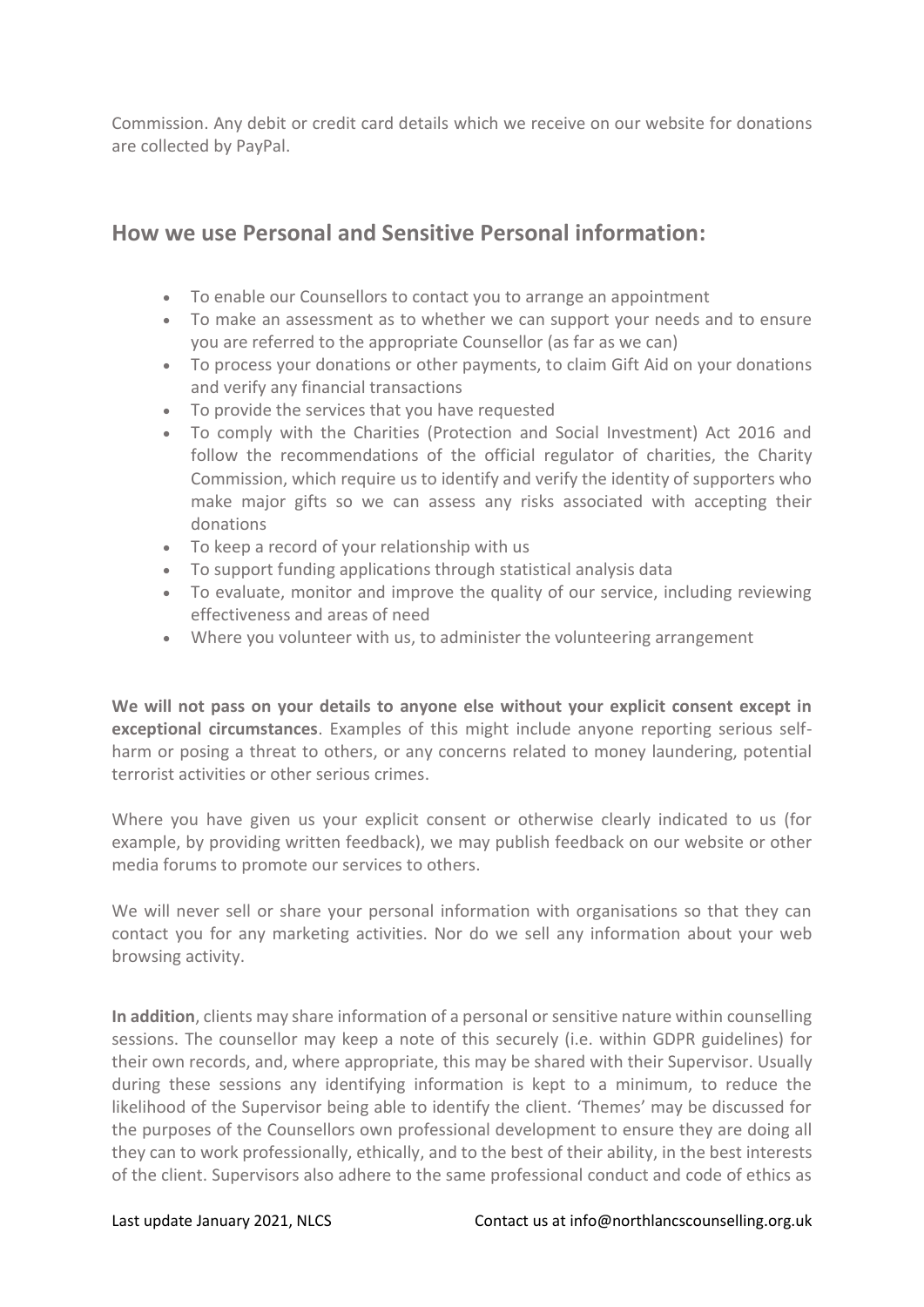Commission. Any debit or credit card details which we receive on our website for donations are collected by PayPal.

## How we use Personal and Sensitive Personal information:

- To enable our Counsellors to contact you to arrange an appointment
- To make an assessment as to whether we can support your needs and to ensure you are referred to the appropriate Counsellor (as far as we can)
- To process your donations or other payments, to claim Gift Aid on your donations and verify any financial transactions
- To provide the services that you have requested
- To comply with the Charities (Protection and Social Investment) Act 2016 and follow the recommendations of the official regulator of charities, the Charity Commission, which require us to identify and verify the identity of supporters who make major gifts so we can assess any risks associated with accepting their donations
- To keep a record of your relationship with us
- To support funding applications through statistical analysis data
- To evaluate, monitor and improve the quality of our service, including reviewing effectiveness and areas of need
- Where you volunteer with us, to administer the volunteering arrangement

**We will not pass on your details to anyone else without your explicit consent except in exceptional circumstances**. Examples of this might include anyone reporting serious self-harm or posing a threat to others, or any concerns related to money laundering, potential terrorist activities or other serious crimes.

Where you have given us your explicit consent or otherwise clearly indicated to us (for example, by providing written feedback), we may publish feedback on our website or other media forums to promote our services to others.

We will never sell or share your personal information with organisations so that they can contact you for any marketing activities. Nor do we sell any information about your web browsing activity.

**In addition**, clients may share information of a personal or sensitive nature within counselling sessions. The counsellor may keep a note of this securely (i.e. within GDPR guidelines) for their own records, and, where appropriate, this may be shared with their Supervisor. Usually during these sessions any identifying information is kept to a minimum, to reduce the likelihood of the Supervisor being able to identify the client. 'Themes' may be discussed for the purposes of the Counsellors own professional development to ensure they are doing all they can to work professionally, ethically, and to the best of their ability, in the best interests of the client. Supervisors also adhere to the same professional conduct and code of ethics as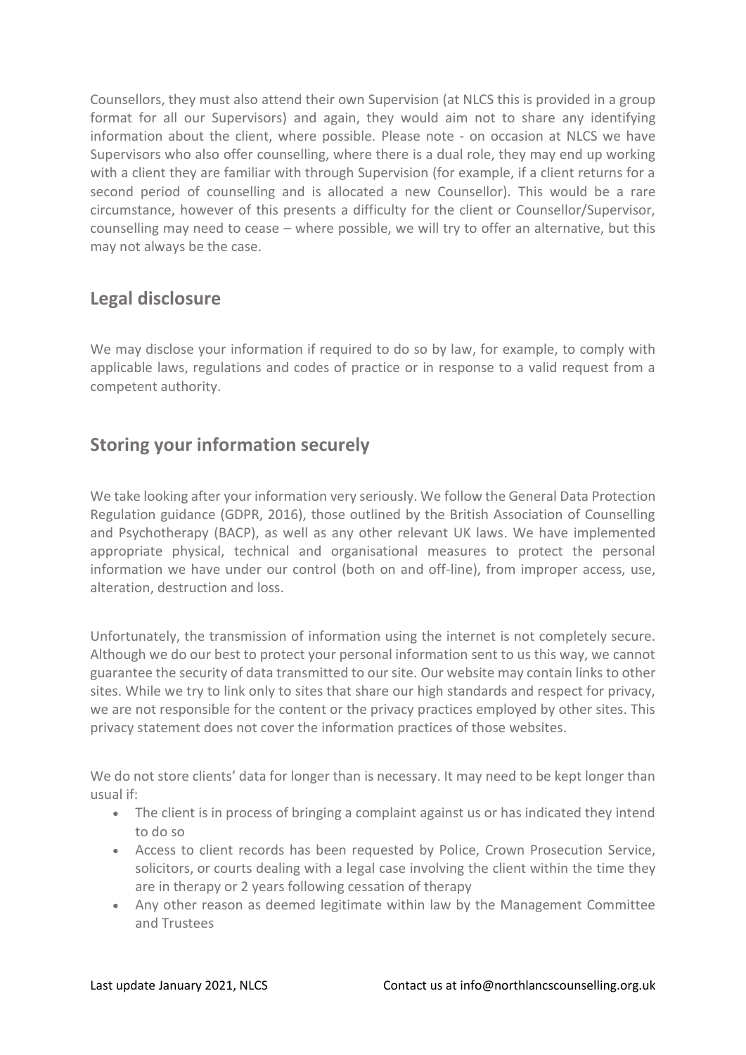Counsellors, they must also attend their own Supervision (at NLCS this is provided in a group format for all our Supervisors) and again, they would aim not to share any identifying information about the client, where possible. Please note - on occasion at NLCS we have Supervisors who also offer counselling, where there is a dual role, they may end up working with a client they are familiar with through Supervision (for example, if a client returns for a second period of counselling and is allocated a new Counsellor). This would be a rare circumstance, however of this presents a difficulty for the client or Counsellor/Supervisor, counselling may need to cease – where possible, we will try to offer an alternative, but this may not always be the case.

## Legal disclosure

We may disclose your information if required to do so by law, for example, to comply with applicable laws, regulations and codes of practice or in response to a valid request from a competent authority.

## Storing your information securely

We take looking after your information very seriously. We follow the General Data Protection Regulation guidance (GDPR, 2016), those outlined by the British Association of Counselling and Psychotherapy (BACP), as well as any other relevant UK laws. We have implemented appropriate physical, technical and organisational measures to protect the personal information we have under our control (both on and off-line), from improper access, use, alteration, destruction and loss.

Unfortunately, the transmission of information using the internet is not completely secure. Although we do our best to protect your personal information sent to us this way, we cannot guarantee the security of data transmitted to our site. Our website may contain links to other sites. While we try to link only to sites that share our high standards and respect for privacy, we are not responsible for the content or the privacy practices employed by other sites. This privacy statement does not cover the information practices of those websites.

We do not store clients' data for longer than is necessary. It may need to be kept longer than usual if:

- The client is in process of bringing a complaint against us or has indicated they intend to do so
- Access to client records has been requested by Police, Crown Prosecution Service, solicitors, or courts dealing with a legal case involving the client within the time they are in therapy or 2 years following cessation of therapy
- Any other reason as deemed legitimate within law by the Management Committee and Trustees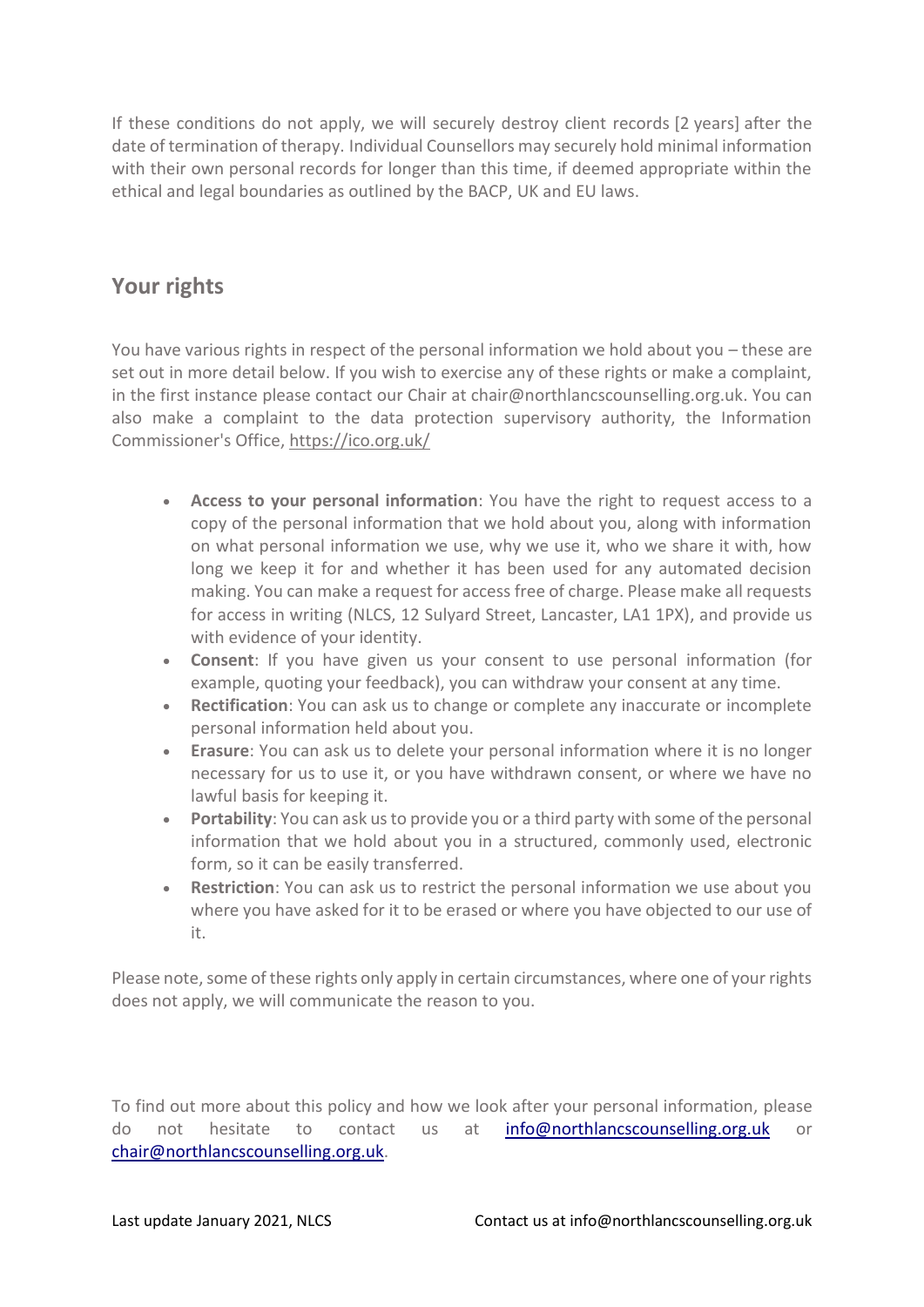If these conditions do not apply, we will securely destroy client records [2 years] after the date of termination of therapy. Individual Counsellors may securely hold minimal information with their own personal records for longer than this time, if deemed appropriate within the ethical and legal boundaries as outlined by the BACP, UK and EU laws.

## Your rights

You have various rights in respect of the personal information we hold about you – these are set out in more detail below. If you wish to exercise any of these rights or make a complaint, in the first instance please contact our Chair at chair@northlancscounselling.org.uk. You can also make a complaint to the data protection supervisory authority, the Information Commissioner's Office, https://ico.org.uk/

- **Access to your personal information**: You have the right to request access to a copy of the personal information that we hold about you, along with information on what personal information we use, why we use it, who we share it with, how long we keep it for and whether it has been used for any automated decision making. You can make a request for access free of charge. Please make all requests for access in writing (NLCS, 12 Sulyard Street, Lancaster, LA1 1PX), and provide us with evidence of your identity.
- **Consent**: If you have given us your consent to use personal information (for example, quoting your feedback), you can withdraw your consent at any time.
- **Rectification**: You can ask us to change or complete any inaccurate or incomplete personal information held about you.
- **Erasure**: You can ask us to delete your personal information where it is no longer necessary for us to use it, or you have withdrawn consent, or where we have no lawful basis for keeping it.
- **Portability**: You can ask us to provide you or a third party with some of the personal information that we hold about you in a structured, commonly used, electronic form, so it can be easily transferred.
- **Restriction**: You can ask us to restrict the personal information we use about you where you have asked for it to be erased or where you have objected to our use of it.

Please note, some of these rights only apply in certain circumstances, where one of your rights does not apply, we will communicate the reason to you.

To find out more about this policy and how we look after your personal information, please do not hesitate to contact us at info@northlancscounselling.org.uk or chair@northlancscounselling.org.uk.

Last update January 2021, NLCS

Contact us at info@northlancscounselling.org.uk